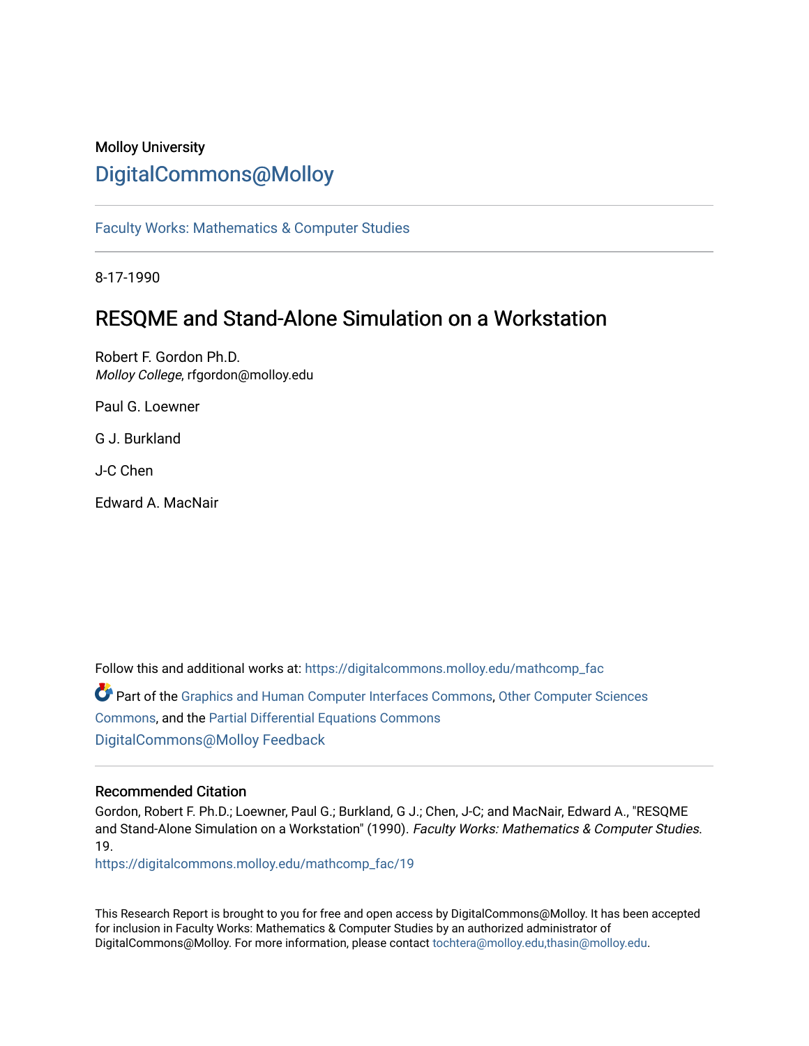Molloy University

## DigitalCommons@Molloy

Faculty Works: Mathematics & Computer Studies

8-17-1990

# RESQME and Stand-Alone Simulation on a Workstation

Robert F. Gordon Ph.D.
*Molloy College*, rfgordon@molloy.edu

Paul G. Loewner

G J. Burkland

J-C Chen

Edward A. MacNair

Follow this and additional works at: https://digitalcommons.molloy.edu/mathcomp_fac

Part of the Graphics and Human Computer Interfaces Commons, Other Computer Sciences Commons, and the Partial Differential Equations Commons

DigitalCommons@Molloy Feedback

### Recommended Citation

Gordon, Robert F. Ph.D.; Loewner, Paul G.; Burkland, G J.; Chen, J-C; and MacNair, Edward A., "RESQME and Stand-Alone Simulation on a Workstation" (1990). *Faculty Works: Mathematics & Computer Studies*. 19.
https://digitalcommons.molloy.edu/mathcomp_fac/19

This Research Report is brought to you for free and open access by DigitalCommons@Molloy. It has been accepted for inclusion in Faculty Works: Mathematics & Computer Studies by an authorized administrator of DigitalCommons@Molloy. For more information, please contact tochtera@molloy.edu,thasin@molloy.edu.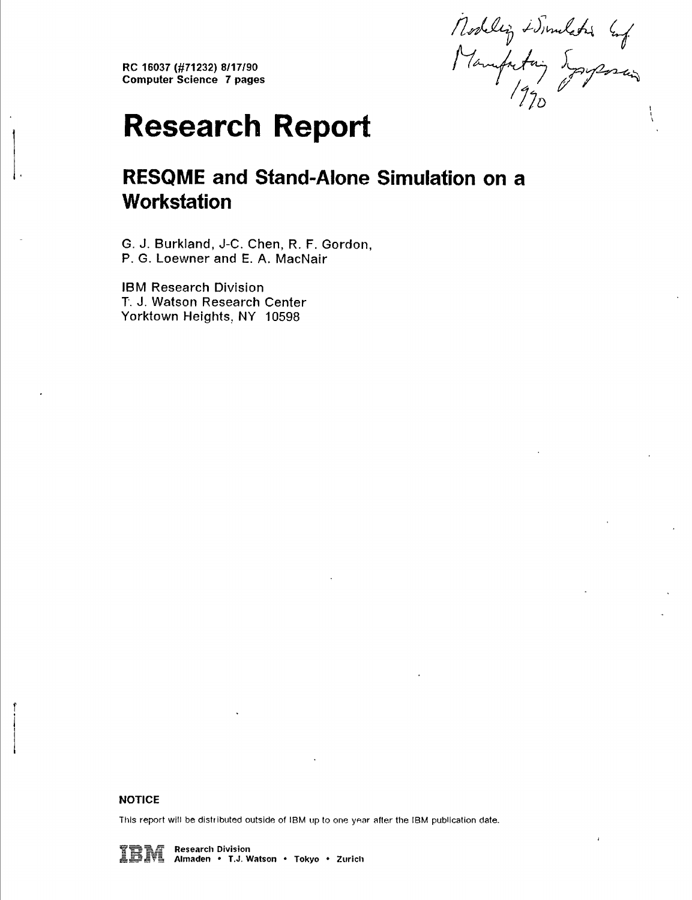Modeling & Simulation Conf
Manufacturing Symposium
1990

RC 16037 (#71232) 8/17/90
Computer Science 7 pages

# Research Report

## RESQME and Stand-Alone Simulation on a Workstation

G. J. Burkland, J-C. Chen, R. F. Gordon,
P. G. Loewner and E. A. MacNair

IBM Research Division
T. J. Watson Research Center
Yorktown Heights, NY 10598

**NOTICE**

This report will be distributed outside of IBM up to one year after the IBM publication date.

IBM Research Division
Almaden • T.J. Watson • Tokyo • Zurich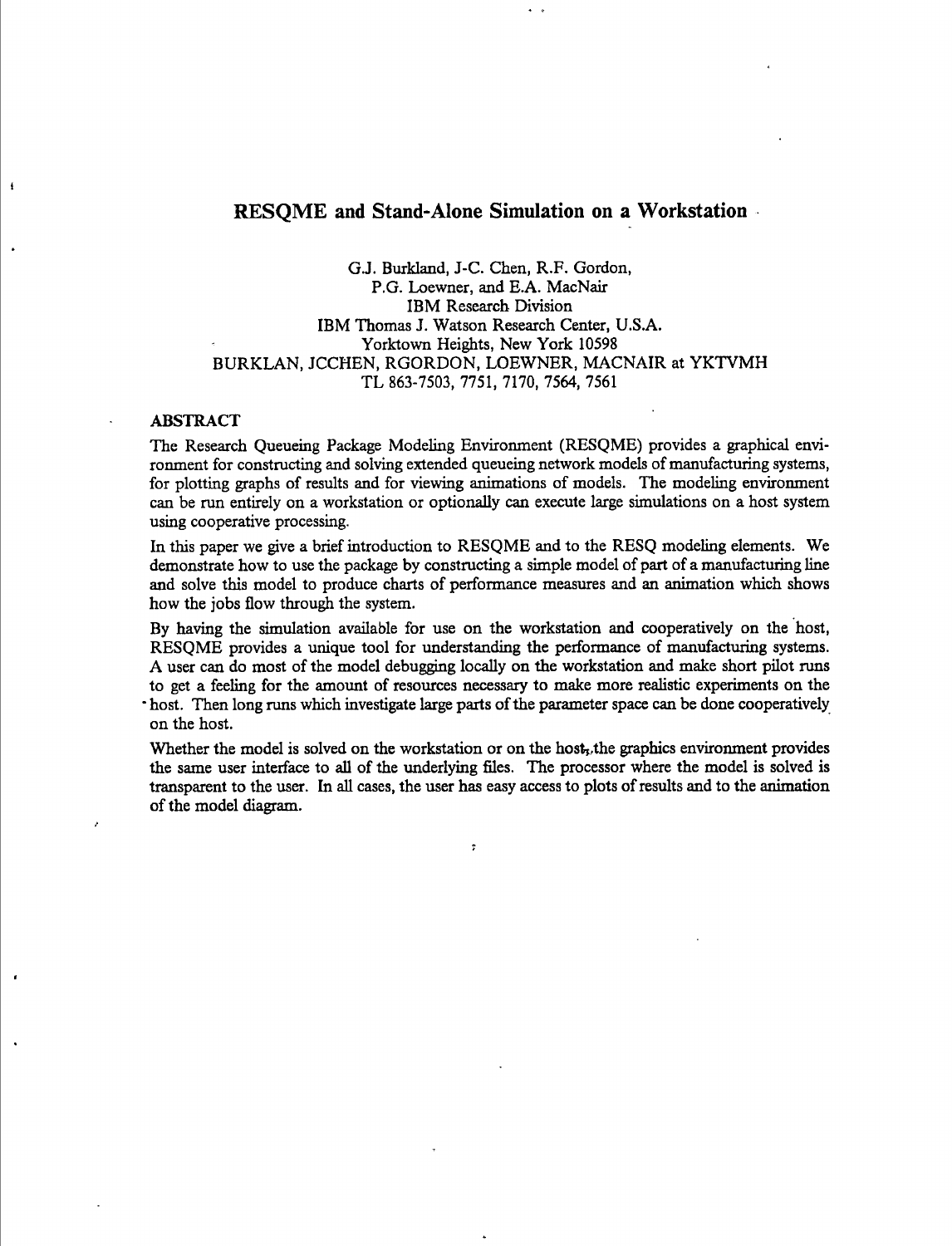# RESQME and Stand-Alone Simulation on a Workstation

G.J. Burkland, J-C. Chen, R.F. Gordon,
P.G. Loewner, and E.A. MacNair
IBM Research Division
IBM Thomas J. Watson Research Center, U.S.A.
Yorktown Heights, New York 10598
BURKLAN, JCCHEN, RGORDON, LOEWNER, MACNAIR at YKTVMH
TL 863-7503, 7751, 7170, 7564, 7561

## ABSTRACT

The Research Queueing Package Modeling Environment (RESQME) provides a graphical environment for constructing and solving extended queueing network models of manufacturing systems, for plotting graphs of results and for viewing animations of models. The modeling environment can be run entirely on a workstation or optionally can execute large simulations on a host system using cooperative processing.

In this paper we give a brief introduction to RESQME and to the RESQ modeling elements. We demonstrate how to use the package by constructing a simple model of part of a manufacturing line and solve this model to produce charts of performance measures and an animation which shows how the jobs flow through the system.

By having the simulation available for use on the workstation and cooperatively on the host, RESQME provides a unique tool for understanding the performance of manufacturing systems. A user can do most of the model debugging locally on the workstation and make short pilot runs to get a feeling for the amount of resources necessary to make more realistic experiments on the host. Then long runs which investigate large parts of the parameter space can be done cooperatively on the host.

Whether the model is solved on the workstation or on the host, the graphics environment provides the same user interface to all of the underlying files. The processor where the model is solved is transparent to the user. In all cases, the user has easy access to plots of results and to the animation of the model diagram.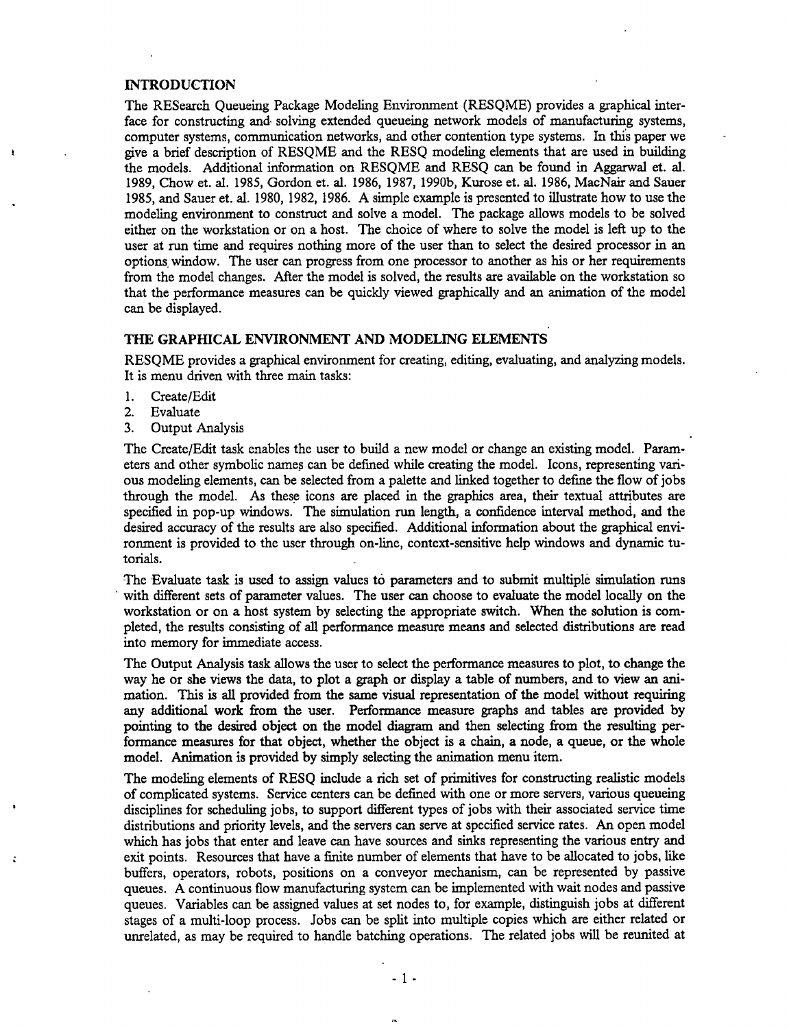## INTRODUCTION

The RESearch Queueing Package Modeling Environment (RESQME) provides a graphical interface for constructing and solving extended queueing network models of manufacturing systems, computer systems, communication networks, and other contention type systems. In this paper we give a brief description of RESQME and the RESQ modeling elements that are used in building the models. Additional information on RESQME and RESQ can be found in Aggarwal et. al. 1989, Chow et. al. 1985, Gordon et. al. 1986, 1987, 1990b, Kurose et. al. 1986, MacNair and Sauer 1985, and Sauer et. al. 1980, 1982, 1986. A simple example is presented to illustrate how to use the modeling environment to construct and solve a model. The package allows models to be solved either on the workstation or on a host. The choice of where to solve the model is left up to the user at run time and requires nothing more of the user than to select the desired processor in an options window. The user can progress from one processor to another as his or her requirements from the model changes. After the model is solved, the results are available on the workstation so that the performance measures can be quickly viewed graphically and an animation of the model can be displayed.

## THE GRAPHICAL ENVIRONMENT AND MODELING ELEMENTS

RESQME provides a graphical environment for creating, editing, evaluating, and analyzing models. It is menu driven with three main tasks:

1. Create/Edit
2. Evaluate
3. Output Analysis

The Create/Edit task enables the user to build a new model or change an existing model. Parameters and other symbolic names can be defined while creating the model. Icons, representing various modeling elements, can be selected from a palette and linked together to define the flow of jobs through the model. As these icons are placed in the graphics area, their textual attributes are specified in pop-up windows. The simulation run length, a confidence interval method, and the desired accuracy of the results are also specified. Additional information about the graphical environment is provided to the user through on-line, context-sensitive help windows and dynamic tutorials.

The Evaluate task is used to assign values to parameters and to submit multiple simulation runs with different sets of parameter values. The user can choose to evaluate the model locally on the workstation or on a host system by selecting the appropriate switch. When the solution is completed, the results consisting of all performance measure means and selected distributions are read into memory for immediate access.

The Output Analysis task allows the user to select the performance measures to plot, to change the way he or she views the data, to plot a graph or display a table of numbers, and to view an animation. This is all provided from the same visual representation of the model without requiring any additional work from the user. Performance measure graphs and tables are provided by pointing to the desired object on the model diagram and then selecting from the resulting performance measures for that object, whether the object is a chain, a node, a queue, or the whole model. Animation is provided by simply selecting the animation menu item.

The modeling elements of RESQ include a rich set of primitives for constructing realistic models of complicated systems. Service centers can be defined with one or more servers, various queueing disciplines for scheduling jobs, to support different types of jobs with their associated service time distributions and priority levels, and the servers can serve at specified service rates. An open model which has jobs that enter and leave can have sources and sinks representing the various entry and exit points. Resources that have a finite number of elements that have to be allocated to jobs, like buffers, operators, robots, positions on a conveyor mechanism, can be represented by passive queues. A continuous flow manufacturing system can be implemented with wait nodes and passive queues. Variables can be assigned values at set nodes to, for example, distinguish jobs at different stages of a multi-loop process. Jobs can be split into multiple copies which are either related or unrelated, as may be required to handle batching operations. The related jobs will be reunited at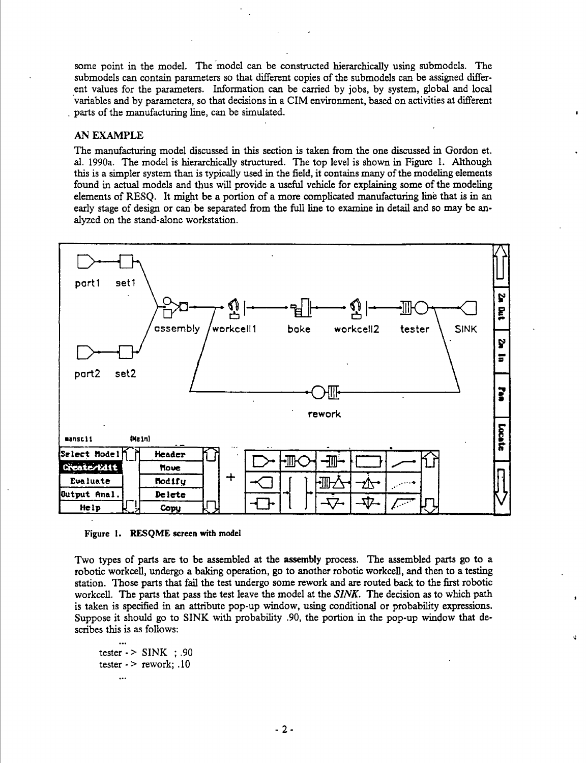some point in the model. The model can be constructed hierarchically using submodels. The submodels can contain parameters so that different copies of the submodels can be assigned different values for the parameters. Information can be carried by jobs, by system, global and local variables and by parameters, so that decisions in a CIM environment, based on activities at different parts of the manufacturing line, can be simulated.

## AN EXAMPLE

The manufacturing model discussed in this section is taken from the one discussed in Gordon et. al. 1990a. The model is hierarchically structured. The top level is shown in Figure 1. Although this is a simpler system than is typically used in the field, it contains many of the modeling elements found in actual models and thus will provide a useful vehicle for explaining some of the modeling elements of RESQ. It might be a portion of a more complicated manufacturing line that is in an early stage of design or can be separated from the full line to examine in detail and so may be analyzed on the stand-alone workstation.

**Figure 1. RESQME screen with model**

Two types of parts are to be assembled at the **assembly** process. The assembled parts go to a robotic workcell, undergo a baking operation, go to another robotic workcell, and then to a testing station. Those parts that fail the test undergo some rework and are routed back to the first robotic workcell. The parts that pass the test leave the model at the *SINK*. The decision as to which path is taken is specified in an attribute pop-up window, using conditional or probability expressions. Suppose it should go to SINK with probability .90, the portion in the pop-up window that describes this is as follows:

```
...
tester -> SINK  ; .90
tester -> rework; .10
...
```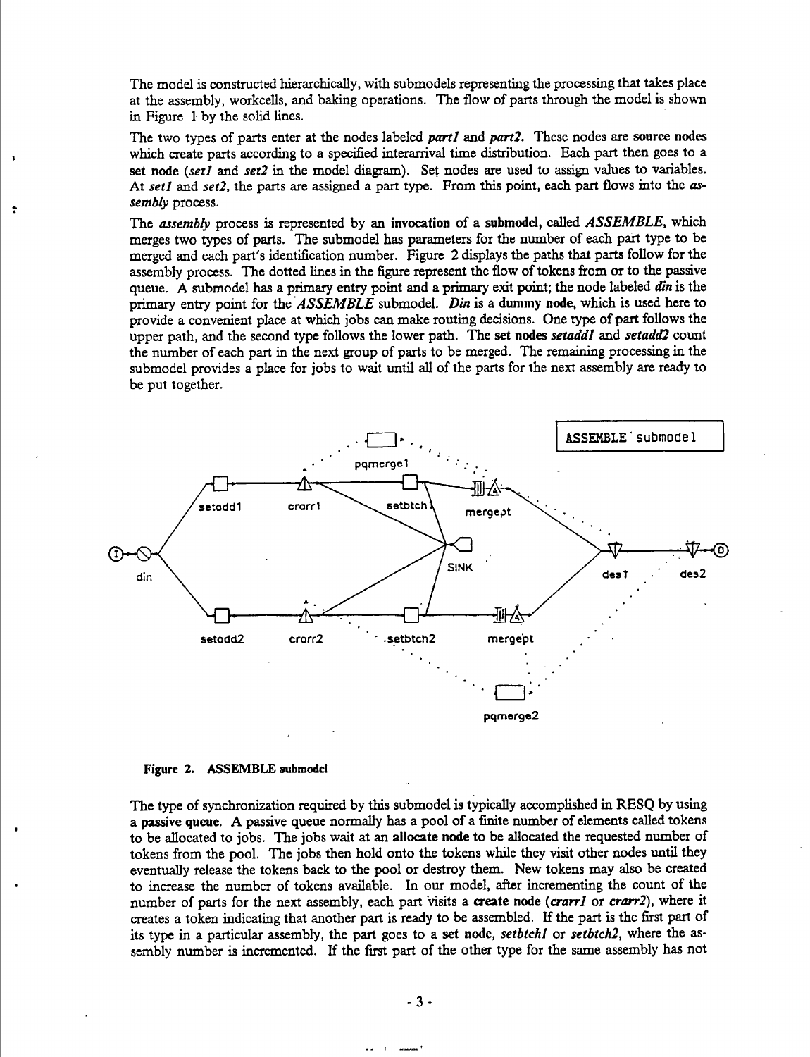The model is constructed hierarchically, with submodels representing the processing that takes place at the assembly, workcells, and baking operations. The flow of parts through the model is shown in Figure 1 by the solid lines.

The two types of parts enter at the nodes labeled *part1* and *part2*. These nodes are **source nodes** which create parts according to a specified interarrival time distribution. Each part then goes to a **set node** (*set1* and *set2* in the model diagram). Set nodes are used to assign values to variables. At *set1* and *set2*, the parts are assigned a part type. From this point, each part flows into the ***assembly*** process.

The ***assembly*** process is represented by an **invocation** of a **submodel**, called ***ASSEMBLE***, which merges two types of parts. The submodel has parameters for the number of each part type to be merged and each part's identification number. Figure 2 displays the paths that parts follow for the assembly process. The dotted lines in the figure represent the flow of tokens from or to the passive queue. A submodel has a primary entry point and a primary exit point; the node labeled ***din*** is the primary entry point for the ***ASSEMBLE*** submodel. ***Din*** **is a dummy node,** which is used here to provide a convenient place at which jobs can make routing decisions. One type of part follows the upper path, and the second type follows the lower path. The **set nodes** ***setadd1*** and ***setadd2*** count the number of each part in the next group of parts to be merged. The remaining processing in the submodel provides a place for jobs to wait until all of the parts for the next assembly are ready to be put together.

**Figure 2. ASSEMBLE submodel**

The type of synchronization required by this submodel is typically accomplished in RESQ by using a **passive queue**. A passive queue normally has a pool of a finite number of elements called tokens to be allocated to jobs. The jobs wait at an **allocate node** to be allocated the requested number of tokens from the pool. The jobs then hold onto the tokens while they visit other nodes until they eventually release the tokens back to the pool or destroy them. New tokens may also be created to increase the number of tokens available. In our model, after incrementing the count of the number of parts for the next assembly, each part visits a **create node** (***crarr1*** or ***crarr2***), where it creates a token indicating that another part is ready to be assembled. If the part is the first part of its type in a particular assembly, the part goes to a **set node**, ***setbtch1*** or ***setbtch2***, where the assembly number is incremented. If the first part of the other type for the same assembly has not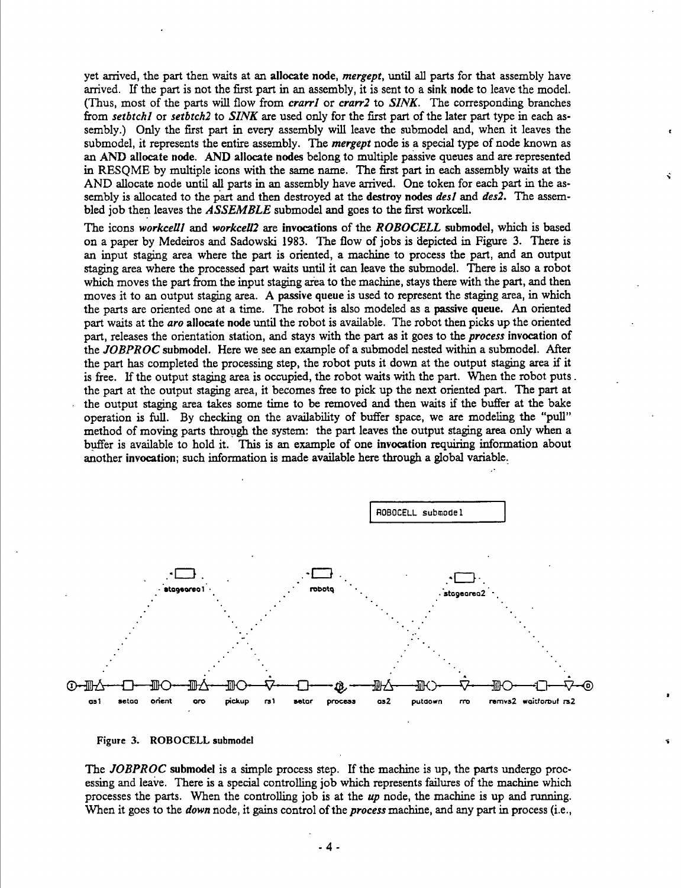yet arrived, the part then waits at an **allocate node**, ***mergept***, until all parts for that assembly have arrived. If the part is not the first part in an assembly, it is sent to a **sink node** to leave the model. (Thus, most of the parts will flow from ***crarr1*** or ***crarr2*** to ***SINK***. The corresponding branches from ***setbtch1*** or ***setbtch2*** to ***SINK*** are used only for the first part of the later part type in each assembly.) Only the first part in every assembly will leave the submodel and, when it leaves the submodel, it represents the entire assembly. The ***mergept*** node is a special type of node known as an **AND allocate node**. **AND allocate nodes** belong to multiple passive queues and are represented in RESQME by multiple icons with the same name. The first part in each assembly waits at the AND allocate node until all parts in an assembly have arrived. One token for each part in the assembly is allocated to the part and then destroyed at the **destroy nodes** ***des1*** and ***des2***. The assembled job then leaves the ***ASSEMBLE*** submodel and goes to the first workcell.

The icons ***workcell1*** and ***workcell2*** are **invocations** of the ***ROBOCELL*** **submodel**, which is based on a paper by Medeiros and Sadowski 1983. The flow of jobs is depicted in Figure 3. There is an input staging area where the part is oriented, a machine to process the part, and an output staging area where the processed part waits until it can leave the submodel. There is also a robot which moves the part from the input staging area to the machine, stays there with the part, and then moves it to an output staging area. A **passive queue** is used to represent the staging area, in which the parts are oriented one at a time. The robot is also modeled as a **passive queue.** An oriented part waits at the ***aro*** **allocate node** until the robot is available. The robot then picks up the oriented part, releases the orientation station, and stays with the part as it goes to the ***process*** **invocation** of the ***JOBPROC*** **submodel**. Here we see an example of a submodel nested within a submodel. After the part has completed the processing step, the robot puts it down at the output staging area if it is free. If the output staging area is occupied, the robot waits with the part. When the robot puts the part at the output staging area, it becomes free to pick up the next oriented part. The part at the output staging area takes some time to be removed and then waits if the buffer at the bake operation is full. By checking on the availability of buffer space, we are modeling the "pull" method of moving parts through the system: the part leaves the output staging area only when a buffer is available to hold it. This is an example of one **invocation** requiring information about another **invocation**; such information is made available here through a global variable.

ROBOCELL submodel

stagearea1 robotq stagearea2

as1 setoa orient aro pickup rs1 setor process as2 putdown rro remvs2 waitforout rs2

**Figure 3. ROBOCELL submodel**

The ***JOBPROC*** **submodel** is a simple process step. If the machine is up, the parts undergo processing and leave. There is a special controlling job which represents failures of the machine which processes the parts. When the controlling job is at the ***up*** node, the machine is up and running. When it goes to the ***down*** node, it gains control of the ***process*** machine, and any part in process (i.e.,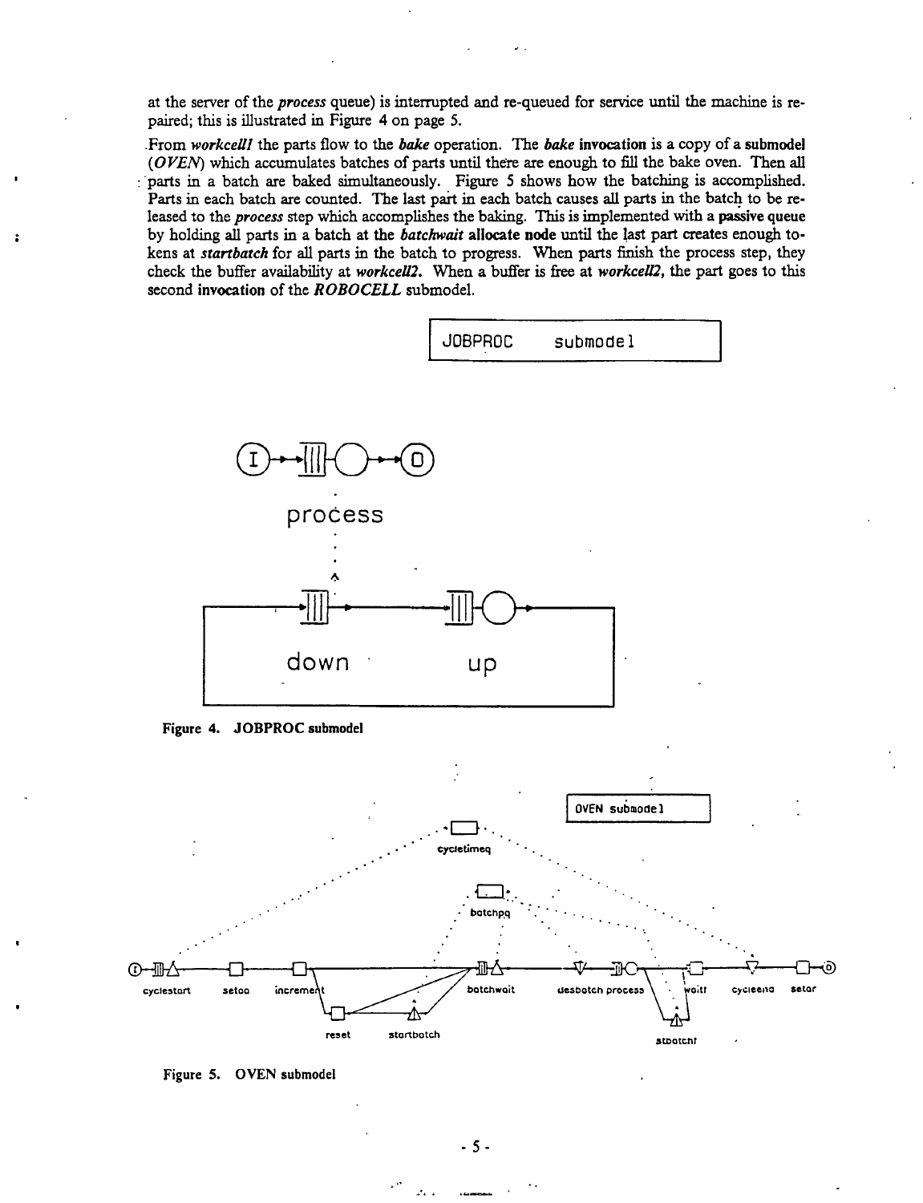at the server of the *process* queue) is interrupted and re-queued for service until the machine is repaired; this is illustrated in Figure 4 on page 5.

From *workcell1* the parts flow to the *bake* operation. The *bake* **invocation** is a copy of a **submodel** (*OVEN*) which accumulates batches of parts until there are enough to fill the bake oven. Then all parts in a batch are baked simultaneously. Figure 5 shows how the batching is accomplished. Parts in each batch are counted. The last part in each batch causes all parts in the batch to be released to the *process* step which accomplishes the baking. This is implemented with a **passive queue** by holding all parts in a batch at the *batchwait* **allocate node** until the last part creates enough tokens at *startbatch* for all parts in the batch to progress. When parts finish the process step, they check the buffer availability at *workcell2*. When a buffer is free at *workcell2*, the part goes to this second **invocation** of the *ROBOCELL* submodel.

JOBPROC submodel

process

down up

**Figure 4. JOBPROC submodel**

OVEN submodel

cycletimeq

batchpq

cyclestart setoo increment reset startbatch batchwait desbatch process waitf cycleend setor stbatchf

**Figure 5. OVEN submodel**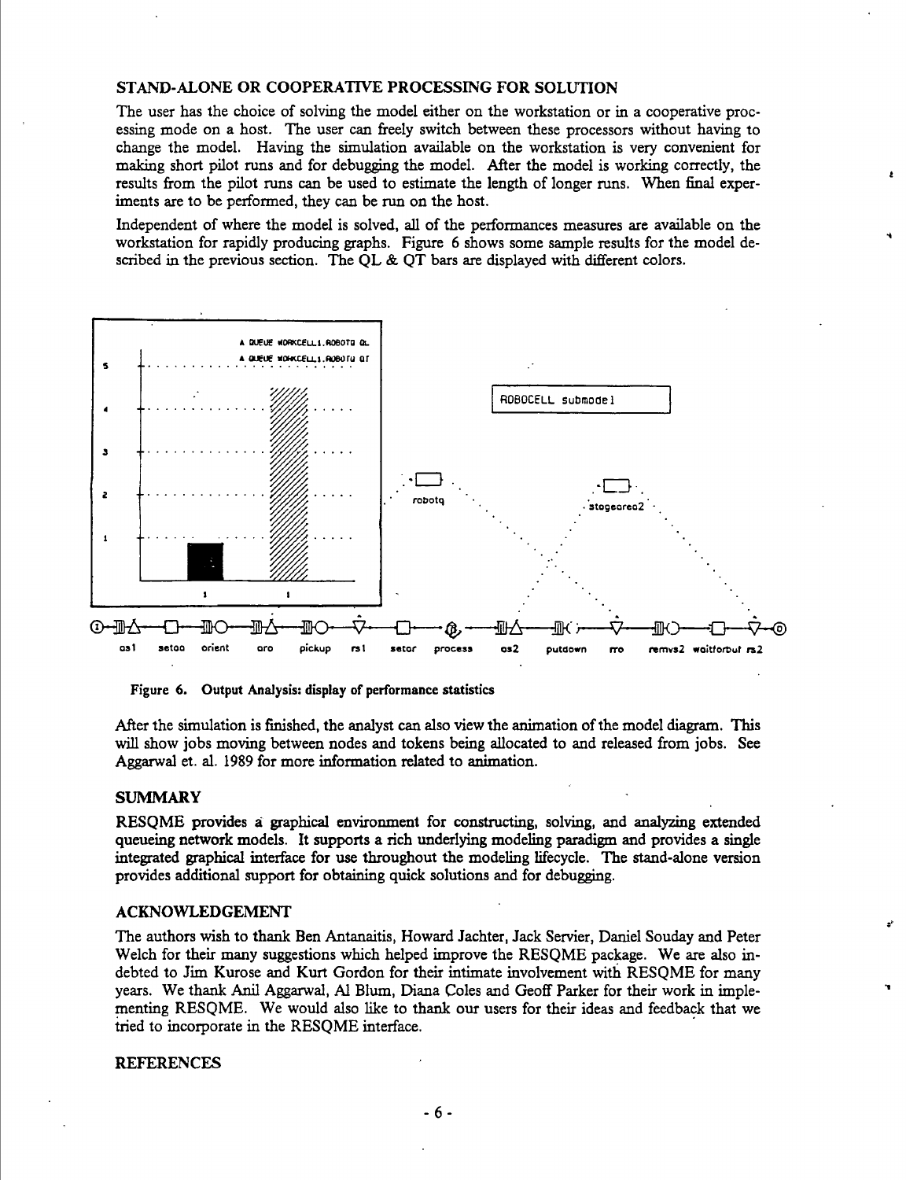## STAND-ALONE OR COOPERATIVE PROCESSING FOR SOLUTION

The user has the choice of solving the model either on the workstation or in a cooperative processing mode on a host. The user can freely switch between these processors without having to change the model. Having the simulation available on the workstation is very convenient for making short pilot runs and for debugging the model. After the model is working correctly, the results from the pilot runs can be used to estimate the length of longer runs. When final experiments are to be performed, they can be run on the host.

Independent of where the model is solved, all of the performances measures are available on the workstation for rapidly producing graphs. Figure 6 shows some sample results for the model described in the previous section. The QL & QT bars are displayed with different colors.

**Figure 6. Output Analysis: display of performance statistics**

After the simulation is finished, the analyst can also view the animation of the model diagram. This will show jobs moving between nodes and tokens being allocated to and released from jobs. See Aggarwal et. al. 1989 for more information related to animation.

## SUMMARY

RESQME provides a graphical environment for constructing, solving, and analyzing extended queueing network models. It supports a rich underlying modeling paradigm and provides a single integrated graphical interface for use throughout the modeling lifecycle. The stand-alone version provides additional support for obtaining quick solutions and for debugging.

## ACKNOWLEDGEMENT

The authors wish to thank Ben Antanaitis, Howard Jachter, Jack Servier, Daniel Souday and Peter Welch for their many suggestions which helped improve the RESQME package. We are also indebted to Jim Kurose and Kurt Gordon for their intimate involvement with RESQME for many years. We thank Anil Aggarwal, Al Blum, Diana Coles and Geoff Parker for their work in implementing RESQME. We would also like to thank our users for their ideas and feedback that we tried to incorporate in the RESQME interface.

## REFERENCES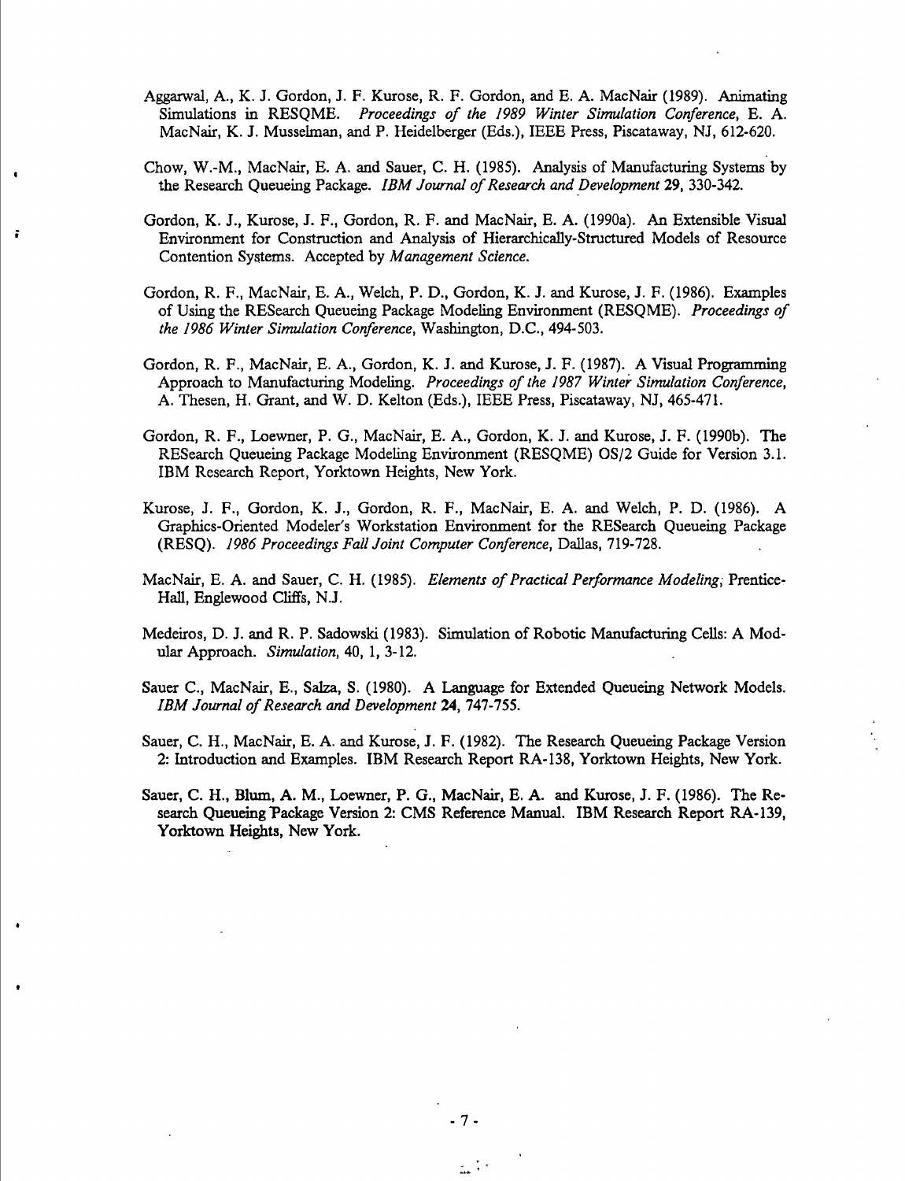Aggarwal, A., K. J. Gordon, J. F. Kurose, R. F. Gordon, and E. A. MacNair (1989). Animating Simulations in RESQME. *Proceedings of the 1989 Winter Simulation Conference*, E. A. MacNair, K. J. Musselman, and P. Heidelberger (Eds.), IEEE Press, Piscataway, NJ, 612-620.

Chow, W.-M., MacNair, E. A. and Sauer, C. H. (1985). Analysis of Manufacturing Systems by the Research Queueing Package. *IBM Journal of Research and Development* **29**, 330-342.

Gordon, K. J., Kurose, J. F., Gordon, R. F. and MacNair, E. A. (1990a). An Extensible Visual Environment for Construction and Analysis of Hierarchically-Structured Models of Resource Contention Systems. Accepted by *Management Science*.

Gordon, R. F., MacNair, E. A., Welch, P. D., Gordon, K. J. and Kurose, J. F. (1986). Examples of Using the RESearch Queueing Package Modeling Environment (RESQME). *Proceedings of the 1986 Winter Simulation Conference*, Washington, D.C., 494-503.

Gordon, R. F., MacNair, E. A., Gordon, K. J. and Kurose, J. F. (1987). A Visual Programming Approach to Manufacturing Modeling. *Proceedings of the 1987 Winter Simulation Conference*, A. Thesen, H. Grant, and W. D. Kelton (Eds.), IEEE Press, Piscataway, NJ, 465-471.

Gordon, R. F., Loewner, P. G., MacNair, E. A., Gordon, K. J. and Kurose, J. F. (1990b). The RESearch Queueing Package Modeling Environment (RESQME) OS/2 Guide for Version 3.1. IBM Research Report, Yorktown Heights, New York.

Kurose, J. F., Gordon, K. J., Gordon, R. F., MacNair, E. A. and Welch, P. D. (1986). A Graphics-Oriented Modeler's Workstation Environment for the RESearch Queueing Package (RESQ). *1986 Proceedings Fall Joint Computer Conference*, Dallas, 719-728.

MacNair, E. A. and Sauer, C. H. (1985). *Elements of Practical Performance Modeling*, Prentice-Hall, Englewood Cliffs, N.J.

Medeiros, D. J. and R. P. Sadowski (1983). Simulation of Robotic Manufacturing Cells: A Modular Approach. *Simulation*, 40, 1, 3-12.

Sauer C., MacNair, E., Salza, S. (1980). A Language for Extended Queueing Network Models. *IBM Journal of Research and Development* **24**, 747-755.

Sauer, C. H., MacNair, E. A. and Kurose, J. F. (1982). The Research Queueing Package Version 2: Introduction and Examples. IBM Research Report RA-138, Yorktown Heights, New York.

Sauer, C. H., Blum, A. M., Loewner, P. G., MacNair, E. A. and Kurose, J. F. (1986). The Research Queueing Package Version 2: CMS Reference Manual. IBM Research Report RA-139, Yorktown Heights, New York.